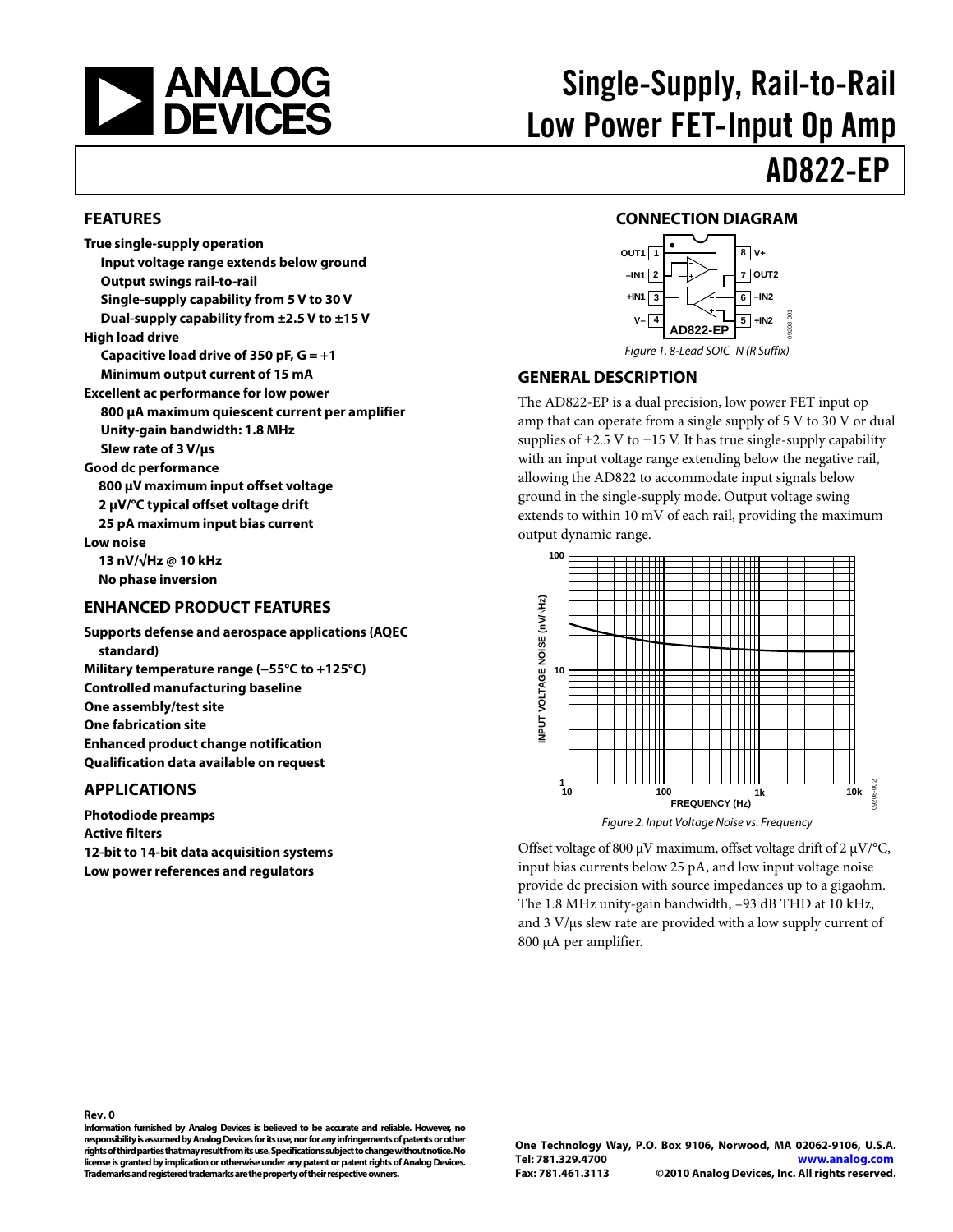# Single-Supply, Rail-to-Rail Low Power FET-Input Op Amp

# AD822-EP

## FEATURES

**True single-supply operation**
- **Input voltage range extends below ground**
- **Output swings rail-to-rail**
- **Single-supply capability from 5 V to 30 V**
- **Dual-supply capability from ±2.5 V to ±15 V**

**High load drive**
- **Capacitive load drive of 350 pF, G = +1**
- **Minimum output current of 15 mA**

**Excellent ac performance for low power**
- **800 µA maximum quiescent current per amplifier**
- **Unity-gain bandwidth: 1.8 MHz**
- **Slew rate of 3 V/µs**

**Good dc performance**
- **800 µV maximum input offset voltage**
- **2 µV/°C typical offset voltage drift**
- **25 pA maximum input bias current**

**Low noise**
- **13 nV/√Hz @ 10 kHz**
- **No phase inversion**

## ENHANCED PRODUCT FEATURES

**Supports defense and aerospace applications (AQEC standard)**
**Military temperature range (−55°C to +125°C)**
**Controlled manufacturing baseline**
**One assembly/test site**
**One fabrication site**
**Enhanced product change notification**
**Qualification data available on request**

## APPLICATIONS

**Photodiode preamps**
**Active filters**
**12-bit to 14-bit data acquisition systems**
**Low power references and regulators**

## CONNECTION DIAGRAM

| Pin | Name | Pin | Name |
|---|---|---|---|
| 1 | OUT1 | 8 | V+ |
| 2 | –IN1 | 7 | OUT2 |
| 3 | +IN1 | 6 | –IN2 |
| 4 | V– | 5 | +IN2 |

*Figure 1. 8-Lead SOIC_N (R Suffix)*

## GENERAL DESCRIPTION

The AD822-EP is a dual precision, low power FET input op amp that can operate from a single supply of 5 V to 30 V or dual supplies of ±2.5 V to ±15 V. It has true single-supply capability with an input voltage range extending below the negative rail, allowing the AD822 to accommodate input signals below ground in the single-supply mode. Output voltage swing extends to within 10 mV of each rail, providing the maximum output dynamic range.

*Figure 2. Input Voltage Noise vs. Frequency*

Offset voltage of 800 µV maximum, offset voltage drift of 2 µV/°C, input bias currents below 25 pA, and low input voltage noise provide dc precision with source impedances up to a gigaohm. The 1.8 MHz unity-gain bandwidth, −93 dB THD at 10 kHz, and 3 V/µs slew rate are provided with a low supply current of 800 µA per amplifier.

**Rev. 0**

**Information furnished by Analog Devices is believed to be accurate and reliable. However, no responsibility is assumed by Analog Devices for its use, nor for any infringements of patents or other rights of third parties that may result from its use. Specifications subject to change without notice. No license is granted by implication or otherwise under any patent or patent rights of Analog Devices. Trademarks and registered trademarks are the property of their respective owners.**

**One Technology Way, P.O. Box 9106, Norwood, MA 02062-9106, U.S.A.**
**Tel: 781.329.4700** **www.analog.com**
**Fax: 781.461.3113** **©2010 Analog Devices, Inc. All rights reserved.**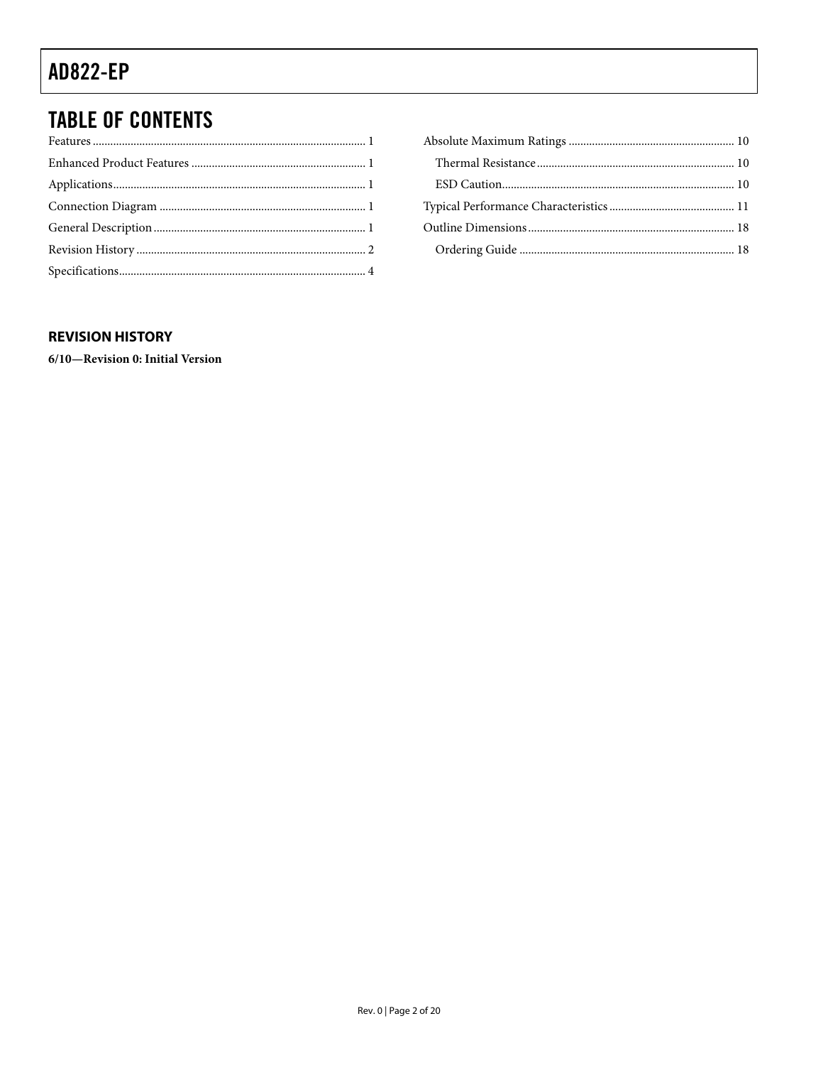# TABLE OF CONTENTS

Features ... 1
Enhanced Product Features ... 1
Applications ... 1
Connection Diagram ... 1
General Description ... 1
Revision History ... 2
Specifications ... 4
Absolute Maximum Ratings ... 10
  Thermal Resistance ... 10
  ESD Caution ... 10
Typical Performance Characteristics ... 11
Outline Dimensions ... 18
  Ordering Guide ... 18

## REVISION HISTORY

**6/10—Revision 0: Initial Version**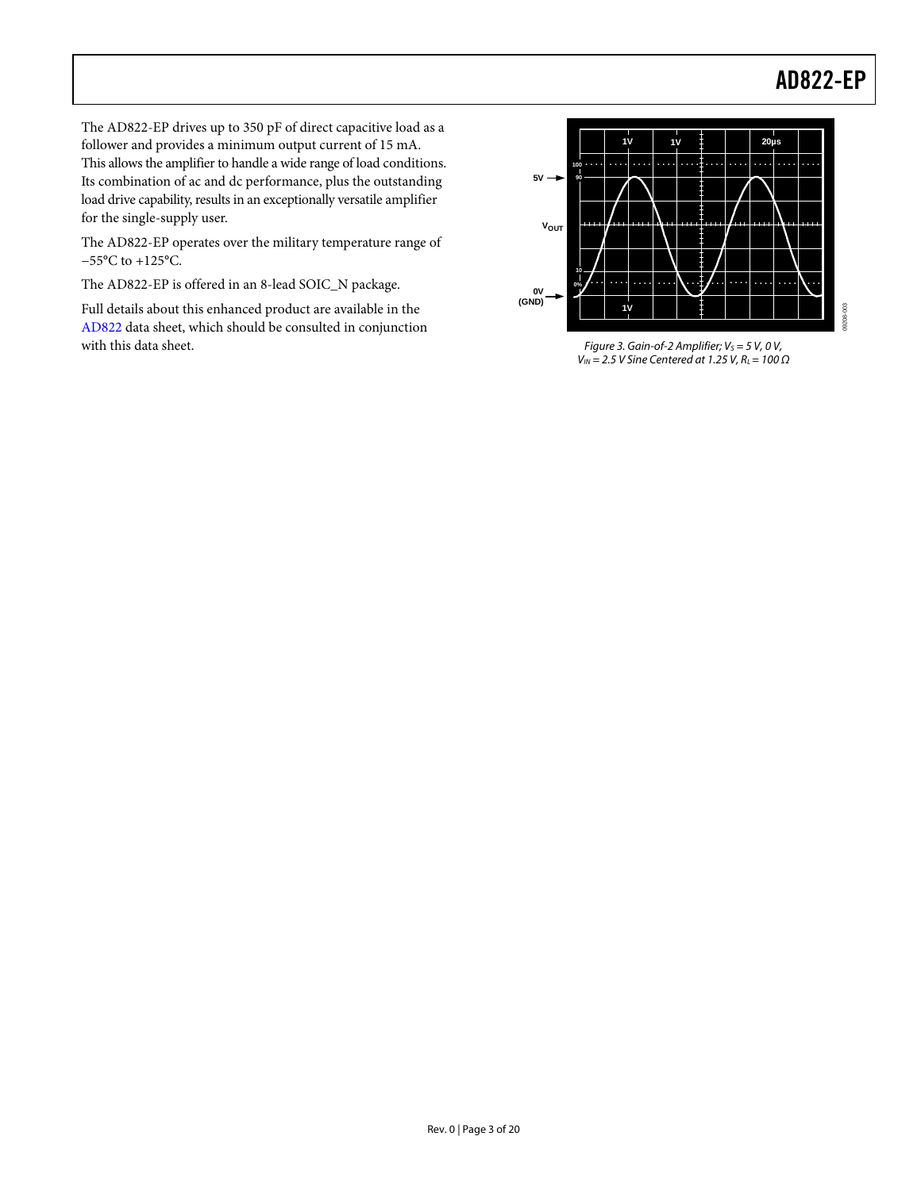The AD822-EP drives up to 350 pF of direct capacitive load as a follower and provides a minimum output current of 15 mA. This allows the amplifier to handle a wide range of load conditions. Its combination of ac and dc performance, plus the outstanding load drive capability, results in an exceptionally versatile amplifier for the single-supply user.

The AD822-EP operates over the military temperature range of −55°C to +125°C.

The AD822-EP is offered in an 8-lead SOIC_N package.

Full details about this enhanced product are available in the AD822 data sheet, which should be consulted in conjunction with this data sheet.

Figure 3. Gain-of-2 Amplifier; $V_S$ = 5 V, 0 V, $V_{IN}$ = 2.5 V Sine Centered at 1.25 V, $R_L$ = 100 Ω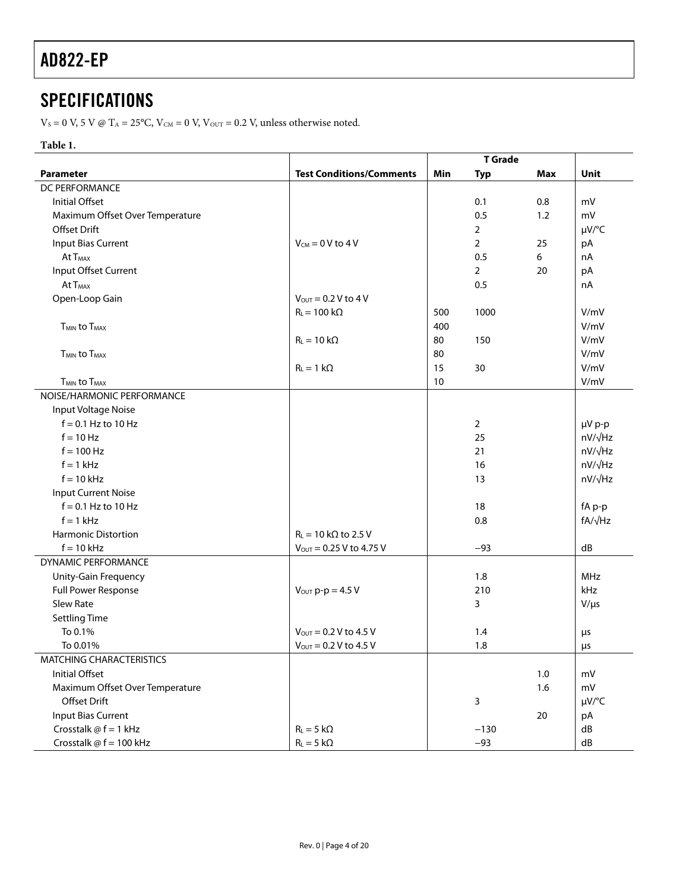# AD822-EP

## SPECIFICATIONS

$V_S$ = 0 V, 5 V @ $T_A$ = 25°C, $V_{CM}$ = 0 V, $V_{OUT}$ = 0.2 V, unless otherwise noted.

**Table 1.**

| Parameter | Test Conditions/Comments | T Grade | | | Unit |
|---|---|---|---|---|---|
| | | Min | Typ | Max | |
| DC PERFORMANCE | | | | | |
| Initial Offset | | | 0.1 | 0.8 | mV |
| Maximum Offset Over Temperature | | | 0.5 | 1.2 | mV |
| Offset Drift | | | 2 | | μV/°C |
| Input Bias Current | $V_{CM}$ = 0 V to 4 V | | 2 | 25 | pA |
| At $T_{MAX}$ | | | 0.5 | 6 | nA |
| Input Offset Current | | | 2 | 20 | pA |
| At $T_{MAX}$ | | | 0.5 | | nA |
| Open-Loop Gain | $V_{OUT}$ = 0.2 V to 4 V | | | | |
| | $R_L$ = 100 kΩ | 500 | 1000 | | V/mV |
| $T_{MIN}$ to $T_{MAX}$ | | 400 | | | V/mV |
| | $R_L$ = 10 kΩ | 80 | 150 | | V/mV |
| $T_{MIN}$ to $T_{MAX}$ | | 80 | | | V/mV |
| | $R_L$ = 1 kΩ | 15 | 30 | | V/mV |
| $T_{MIN}$ to $T_{MAX}$ | | 10 | | | V/mV |
| NOISE/HARMONIC PERFORMANCE | | | | | |
| Input Voltage Noise | | | | | |
| f = 0.1 Hz to 10 Hz | | | 2 | | μV p-p |
| f = 10 Hz | | | 25 | | nV/√Hz |
| f = 100 Hz | | | 21 | | nV/√Hz |
| f = 1 kHz | | | 16 | | nV/√Hz |
| f = 10 kHz | | | 13 | | nV/√Hz |
| Input Current Noise | | | | | |
| f = 0.1 Hz to 10 Hz | | | 18 | | fA p-p |
| f = 1 kHz | | | 0.8 | | fA/√Hz |
| Harmonic Distortion | $R_L$ = 10 kΩ to 2.5 V | | | | |
| f = 10 kHz | $V_{OUT}$ = 0.25 V to 4.75 V | | −93 | | dB |
| DYNAMIC PERFORMANCE | | | | | |
| Unity-Gain Frequency | | | 1.8 | | MHz |
| Full Power Response | $V_{OUT}$ p-p = 4.5 V | | 210 | | kHz |
| Slew Rate | | | 3 | | V/μs |
| Settling Time | | | | | |
| To 0.1% | $V_{OUT}$ = 0.2 V to 4.5 V | | 1.4 | | μs |
| To 0.01% | $V_{OUT}$ = 0.2 V to 4.5 V | | 1.8 | | μs |
| MATCHING CHARACTERISTICS | | | | | |
| Initial Offset | | | | 1.0 | mV |
| Maximum Offset Over Temperature | | | | 1.6 | mV |
| Offset Drift | | | 3 | | μV/°C |
| Input Bias Current | | | | 20 | pA |
| Crosstalk @ f = 1 kHz | $R_L$ = 5 kΩ | | −130 | | dB |
| Crosstalk @ f = 100 kHz | $R_L$ = 5 kΩ | | −93 | | dB |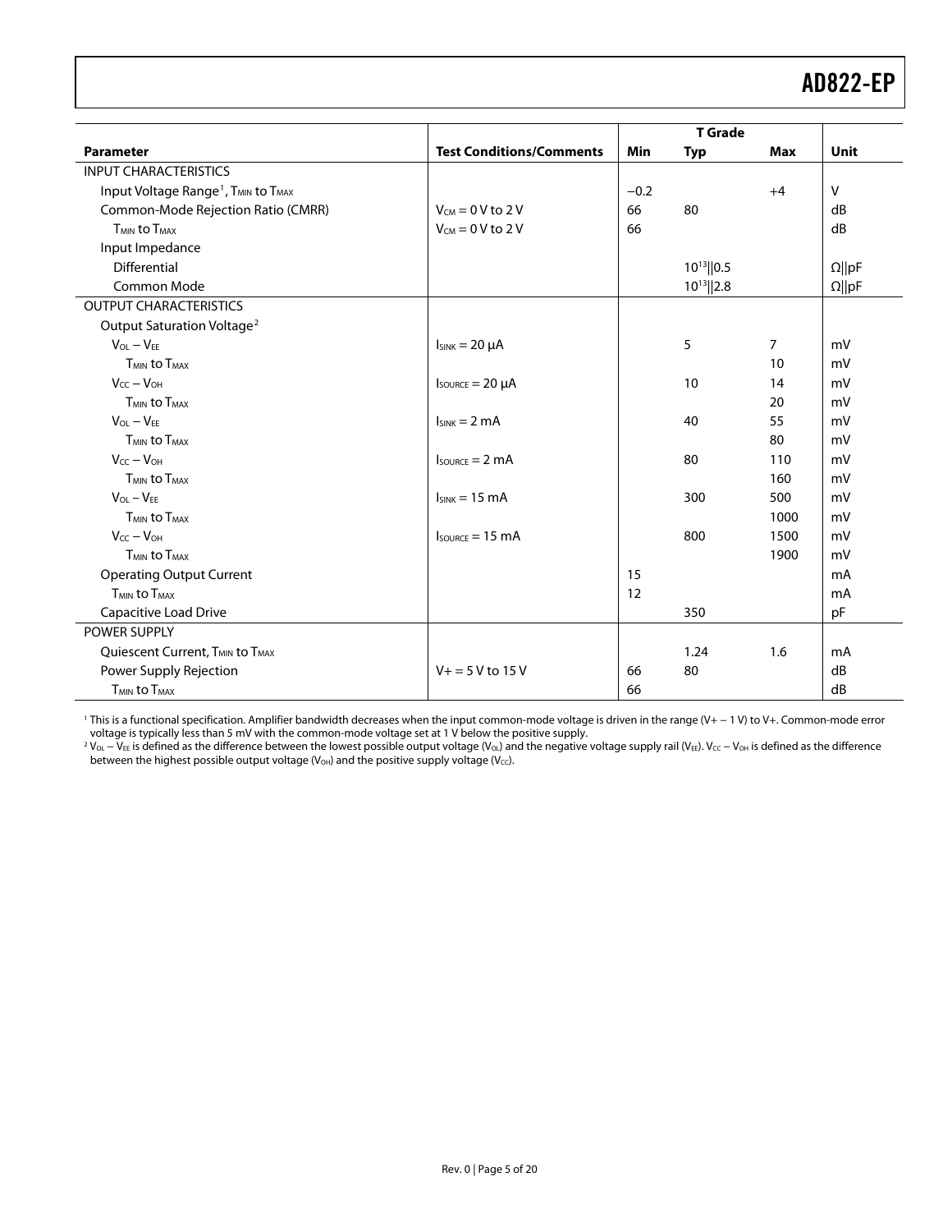| Parameter | Test Conditions/Comments | T Grade | | | Unit |
|---|---|---|---|---|---|
| | | Min | Typ | Max | |
| INPUT CHARACTERISTICS | | | | | |
| Input Voltage Range[1], $T_{MIN}$ to $T_{MAX}$ | | −0.2 | | +4 | V |
| Common-Mode Rejection Ratio (CMRR) | $V_{CM}$ = 0 V to 2 V | 66 | 80 | | dB |
| $T_{MIN}$ to $T_{MAX}$ | $V_{CM}$ = 0 V to 2 V | 66 | | | dB |
| Input Impedance | | | | | |
| Differential | | | $10^{13}$‖0.5 | | Ω‖pF |
| Common Mode | | | $10^{13}$‖2.8 | | Ω‖pF |
| OUTPUT CHARACTERISTICS | | | | | |
| Output Saturation Voltage[2] | | | | | |
| $V_{OL} - V_{EE}$ | $I_{SINK}$ = 20 μA | | 5 | 7 | mV |
| $T_{MIN}$ to $T_{MAX}$ | | | | 10 | mV |
| $V_{CC} - V_{OH}$ | $I_{SOURCE}$ = 20 μA | | 10 | 14 | mV |
| $T_{MIN}$ to $T_{MAX}$ | | | | 20 | mV |
| $V_{OL} - V_{EE}$ | $I_{SINK}$ = 2 mA | | 40 | 55 | mV |
| $T_{MIN}$ to $T_{MAX}$ | | | | 80 | mV |
| $V_{CC} - V_{OH}$ | $I_{SOURCE}$ = 2 mA | | 80 | 110 | mV |
| $T_{MIN}$ to $T_{MAX}$ | | | | 160 | mV |
| $V_{OL} - V_{EE}$ | $I_{SINK}$ = 15 mA | | 300 | 500 | mV |
| $T_{MIN}$ to $T_{MAX}$ | | | | 1000 | mV |
| $V_{CC} - V_{OH}$ | $I_{SOURCE}$ = 15 mA | | 800 | 1500 | mV |
| $T_{MIN}$ to $T_{MAX}$ | | | | 1900 | mV |
| Operating Output Current | | 15 | | | mA |
| $T_{MIN}$ to $T_{MAX}$ | | 12 | | | mA |
| Capacitive Load Drive | | | 350 | | pF |
| POWER SUPPLY | | | | | |
| Quiescent Current, $T_{MIN}$ to $T_{MAX}$ | | | 1.24 | 1.6 | mA |
| Power Supply Rejection | V+ = 5 V to 15 V | 66 | 80 | | dB |
| $T_{MIN}$ to $T_{MAX}$ | | 66 | | | dB |

[1] This is a functional specification. Amplifier bandwidth decreases when the input common-mode voltage is driven in the range (V+ − 1 V) to V+. Common-mode error voltage is typically less than 5 mV with the common-mode voltage set at 1 V below the positive supply.

[2] $V_{OL} - V_{EE}$ is defined as the difference between the lowest possible output voltage ($V_{OL}$) and the negative voltage supply rail ($V_{EE}$). $V_{CC} - V_{OH}$ is defined as the difference between the highest possible output voltage ($V_{OH}$) and the positive supply voltage ($V_{CC}$).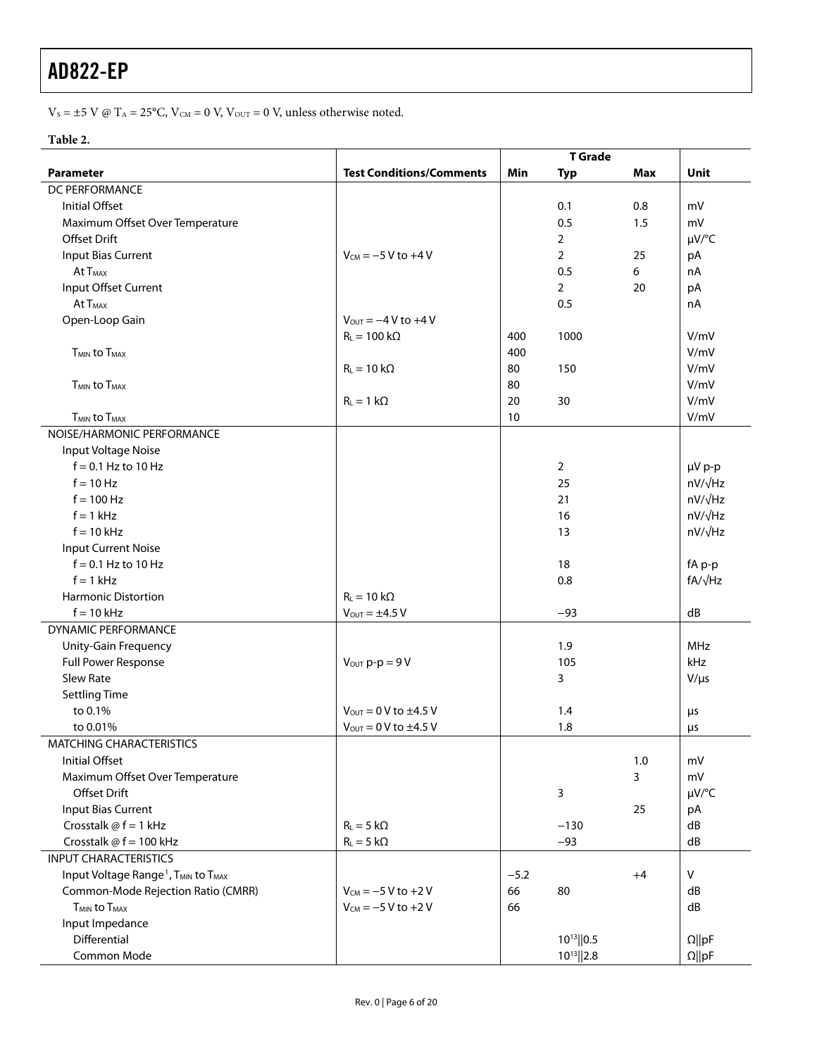$V_S = \pm5$ V @ $T_A = 25°C$, $V_{CM} = 0$ V, $V_{OUT} = 0$ V, unless otherwise noted.

**Table 2.**

| Parameter | Test Conditions/Comments | T Grade | | | Unit |
|---|---|---|---|---|---|
| | | Min | Typ | Max | |
| DC PERFORMANCE | | | | | |
| Initial Offset | | | 0.1 | 0.8 | mV |
| Maximum Offset Over Temperature | | | 0.5 | 1.5 | mV |
| Offset Drift | | | 2 | | μV/°C |
| Input Bias Current | $V_{CM} = -5$ V to +4 V | | 2 | 25 | pA |
| At $T_{MAX}$ | | | 0.5 | 6 | nA |
| Input Offset Current | | | 2 | 20 | pA |
| At $T_{MAX}$ | | | 0.5 | | nA |
| Open-Loop Gain | $V_{OUT} = -4$ V to +4 V | | | | |
| | $R_L = 100$ kΩ | 400 | 1000 | | V/mV |
| $T_{MIN}$ to $T_{MAX}$ | | 400 | | | V/mV |
| | $R_L = 10$ kΩ | 80 | 150 | | V/mV |
| $T_{MIN}$ to $T_{MAX}$ | | 80 | | | V/mV |
| | $R_L = 1$ kΩ | 20 | 30 | | V/mV |
| $T_{MIN}$ to $T_{MAX}$ | | 10 | | | V/mV |
| NOISE/HARMONIC PERFORMANCE | | | | | |
| Input Voltage Noise | | | | | |
| f = 0.1 Hz to 10 Hz | | | 2 | | μV p-p |
| f = 10 Hz | | | 25 | | nV/√Hz |
| f = 100 Hz | | | 21 | | nV/√Hz |
| f = 1 kHz | | | 16 | | nV/√Hz |
| f = 10 kHz | | | 13 | | nV/√Hz |
| Input Current Noise | | | | | |
| f = 0.1 Hz to 10 Hz | | | 18 | | fA p-p |
| f = 1 kHz | | | 0.8 | | fA/√Hz |
| Harmonic Distortion | $R_L = 10$ kΩ | | | | |
| f = 10 kHz | $V_{OUT} = \pm4.5$ V | | −93 | | dB |
| DYNAMIC PERFORMANCE | | | | | |
| Unity-Gain Frequency | | | 1.9 | | MHz |
| Full Power Response | $V_{OUT}$ p-p = 9 V | | 105 | | kHz |
| Slew Rate | | | 3 | | V/μs |
| Settling Time | | | | | |
| to 0.1% | $V_{OUT} = 0$ V to ±4.5 V | | 1.4 | | μs |
| to 0.01% | $V_{OUT} = 0$ V to ±4.5 V | | 1.8 | | μs |
| MATCHING CHARACTERISTICS | | | | | |
| Initial Offset | | | | 1.0 | mV |
| Maximum Offset Over Temperature | | | | 3 | mV |
| Offset Drift | | | 3 | | μV/°C |
| Input Bias Current | | | | 25 | pA |
| Crosstalk @ f = 1 kHz | $R_L = 5$ kΩ | | −130 | | dB |
| Crosstalk @ f = 100 kHz | $R_L = 5$ kΩ | | −93 | | dB |
| INPUT CHARACTERISTICS | | | | | |
| Input Voltage Range[1], $T_{MIN}$ to $T_{MAX}$ | | −5.2 | | +4 | V |
| Common-Mode Rejection Ratio (CMRR) | $V_{CM} = -5$ V to +2 V | 66 | 80 | | dB |
| $T_{MIN}$ to $T_{MAX}$ | $V_{CM} = -5$ V to +2 V | 66 | | | dB |
| Input Impedance | | | | | |
| Differential | | | $10^{13}$‖0.5 | | Ω‖pF |
| Common Mode | | | $10^{13}$‖2.8 | | Ω‖pF |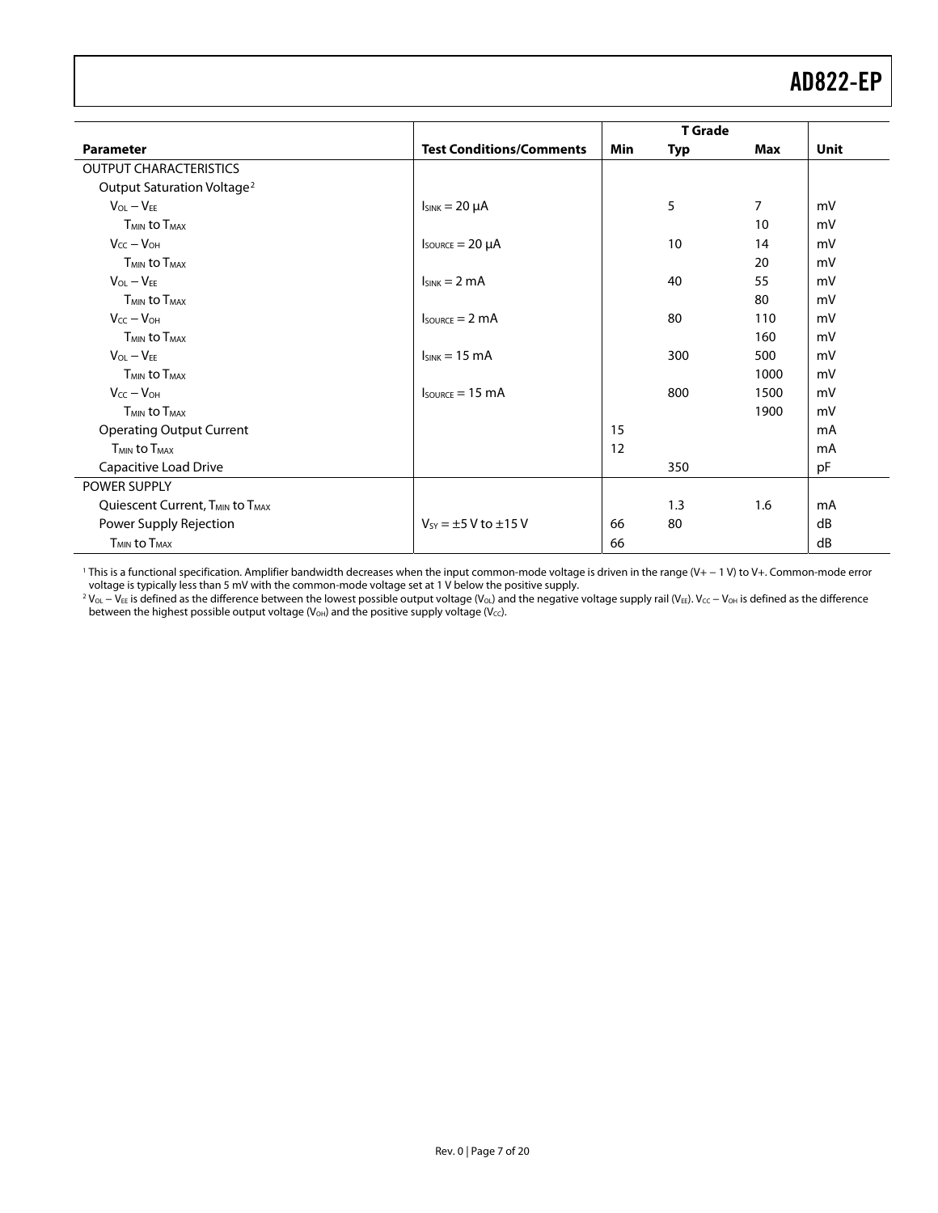| Parameter | Test Conditions/Comments | T Grade | | | Unit |
|---|---|---|---|---|---|
| | | Min | Typ | Max | |
| OUTPUT CHARACTERISTICS | | | | | |
| Output Saturation Voltage[2] | | | | | |
| $V_{OL} - V_{EE}$ | $I_{SINK} = 20\ \mu A$ | | 5 | 7 | mV |
| $T_{MIN}$ to $T_{MAX}$ | | | | 10 | mV |
| $V_{CC} - V_{OH}$ | $I_{SOURCE} = 20\ \mu A$ | | 10 | 14 | mV |
| $T_{MIN}$ to $T_{MAX}$ | | | | 20 | mV |
| $V_{OL} - V_{EE}$ | $I_{SINK} = 2$ mA | | 40 | 55 | mV |
| $T_{MIN}$ to $T_{MAX}$ | | | | 80 | mV |
| $V_{CC} - V_{OH}$ | $I_{SOURCE} = 2$ mA | | 80 | 110 | mV |
| $T_{MIN}$ to $T_{MAX}$ | | | | 160 | mV |
| $V_{OL} - V_{EE}$ | $I_{SINK} = 15$ mA | | 300 | 500 | mV |
| $T_{MIN}$ to $T_{MAX}$ | | | | 1000 | mV |
| $V_{CC} - V_{OH}$ | $I_{SOURCE} = 15$ mA | | 800 | 1500 | mV |
| $T_{MIN}$ to $T_{MAX}$ | | | | 1900 | mV |
| Operating Output Current | | 15 | | | mA |
| $T_{MIN}$ to $T_{MAX}$ | | 12 | | | mA |
| Capacitive Load Drive | | | 350 | | pF |
| POWER SUPPLY | | | | | |
| Quiescent Current, $T_{MIN}$ to $T_{MAX}$ | | | 1.3 | 1.6 | mA |
| Power Supply Rejection | $V_{SY} = \pm 5$ V to $\pm 15$ V | 66 | 80 | | dB |
| $T_{MIN}$ to $T_{MAX}$ | | 66 | | | dB |

[1] This is a functional specification. Amplifier bandwidth decreases when the input common-mode voltage is driven in the range (V+ − 1 V) to V+. Common-mode error voltage is typically less than 5 mV with the common-mode voltage set at 1 V below the positive supply.

[2] $V_{OL} - V_{EE}$ is defined as the difference between the lowest possible output voltage ($V_{OL}$) and the negative voltage supply rail ($V_{EE}$). $V_{CC} - V_{OH}$ is defined as the difference between the highest possible output voltage ($V_{OH}$) and the positive supply voltage ($V_{CC}$).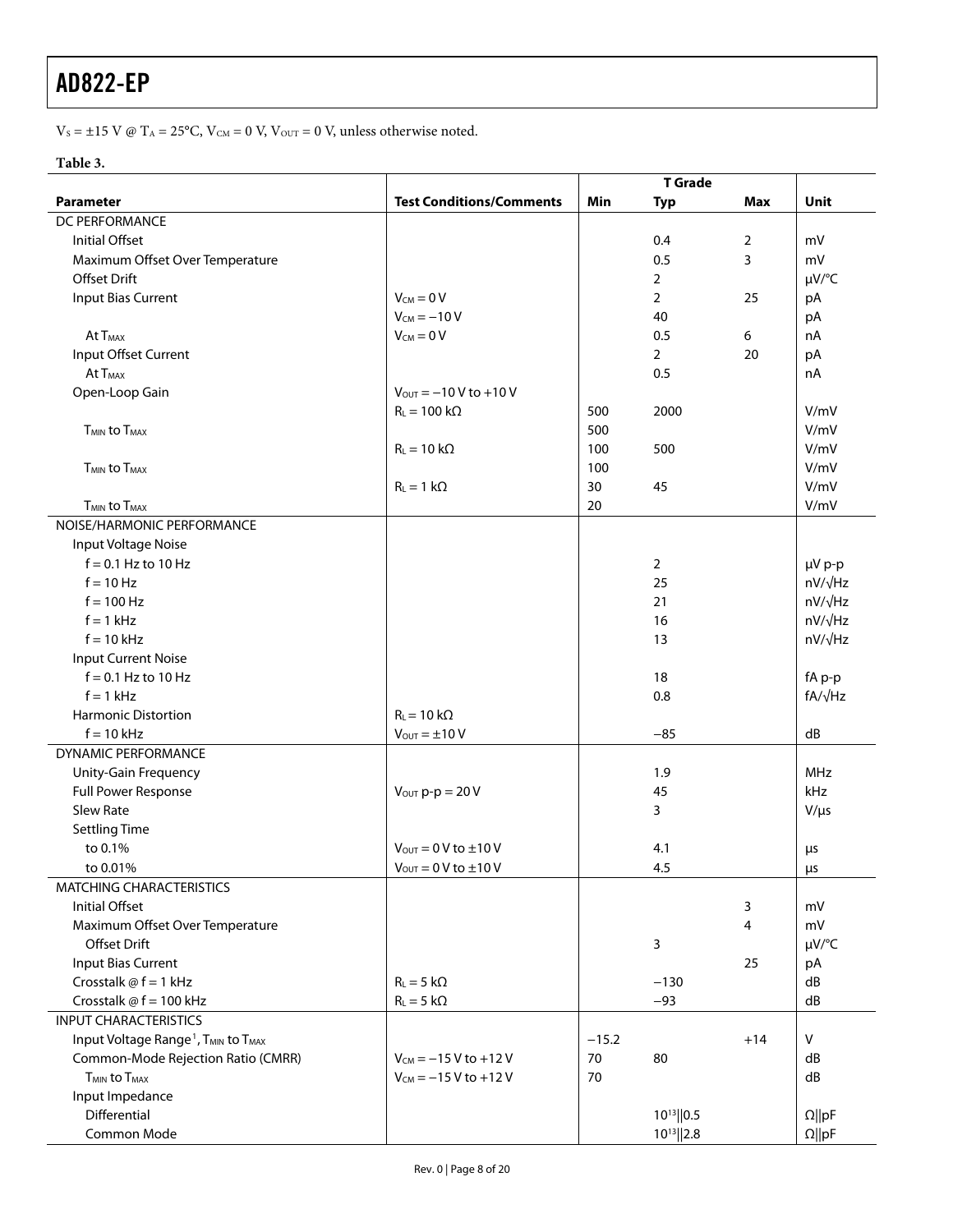$V_S$ = ±15 V @ $T_A$ = 25°C, $V_{CM}$ = 0 V, $V_{OUT}$ = 0 V, unless otherwise noted.

**Table 3.**

| Parameter | Test Conditions/Comments | T Grade | | | Unit |
|---|---|---|---|---|---|
| | | Min | Typ | Max | |
| DC PERFORMANCE | | | | | |
| Initial Offset | | | 0.4 | 2 | mV |
| Maximum Offset Over Temperature | | | 0.5 | 3 | mV |
| Offset Drift | | | 2 | | μV/°C |
| Input Bias Current | $V_{CM}$ = 0 V | | 2 | 25 | pA |
| | $V_{CM}$ = −10 V | | 40 | | pA |
| At $T_{MAX}$ | $V_{CM}$ = 0 V | | 0.5 | 6 | nA |
| Input Offset Current | | | 2 | 20 | pA |
| At $T_{MAX}$ | | | 0.5 | | nA |
| Open-Loop Gain | $V_{OUT}$ = −10 V to +10 V | | | | |
| | $R_L$ = 100 kΩ | 500 | 2000 | | V/mV |
| $T_{MIN}$ to $T_{MAX}$ | | 500 | | | V/mV |
| | $R_L$ = 10 kΩ | 100 | 500 | | V/mV |
| $T_{MIN}$ to $T_{MAX}$ | | 100 | | | V/mV |
| | $R_L$ = 1 kΩ | 30 | 45 | | V/mV |
| $T_{MIN}$ to $T_{MAX}$ | | 20 | | | V/mV |
| NOISE/HARMONIC PERFORMANCE | | | | | |
| Input Voltage Noise | | | | | |
| f = 0.1 Hz to 10 Hz | | | 2 | | μV p-p |
| f = 10 Hz | | | 25 | | nV/√Hz |
| f = 100 Hz | | | 21 | | nV/√Hz |
| f = 1 kHz | | | 16 | | nV/√Hz |
| f = 10 kHz | | | 13 | | nV/√Hz |
| Input Current Noise | | | | | |
| f = 0.1 Hz to 10 Hz | | | 18 | | fA p-p |
| f = 1 kHz | | | 0.8 | | fA/√Hz |
| Harmonic Distortion | $R_L$ = 10 kΩ | | | | |
| f = 10 kHz | $V_{OUT}$ = ±10 V | | −85 | | dB |
| DYNAMIC PERFORMANCE | | | | | |
| Unity-Gain Frequency | | | 1.9 | | MHz |
| Full Power Response | $V_{OUT}$ p-p = 20 V | | 45 | | kHz |
| Slew Rate | | | 3 | | V/μs |
| Settling Time | | | | | |
| to 0.1% | $V_{OUT}$ = 0 V to ±10 V | | 4.1 | | μs |
| to 0.01% | $V_{OUT}$ = 0 V to ±10 V | | 4.5 | | μs |
| MATCHING CHARACTERISTICS | | | | | |
| Initial Offset | | | | 3 | mV |
| Maximum Offset Over Temperature | | | | 4 | mV |
| Offset Drift | | | 3 | | μV/°C |
| Input Bias Current | | | | 25 | pA |
| Crosstalk @ f = 1 kHz | $R_L$ = 5 kΩ | | −130 | | dB |
| Crosstalk @ f = 100 kHz | $R_L$ = 5 kΩ | | −93 | | dB |
| INPUT CHARACTERISTICS | | | | | |
| Input Voltage Range[1], $T_{MIN}$ to $T_{MAX}$ | | −15.2 | | +14 | V |
| Common-Mode Rejection Ratio (CMRR) | $V_{CM}$ = −15 V to +12 V | 70 | 80 | | dB |
| $T_{MIN}$ to $T_{MAX}$ | $V_{CM}$ = −15 V to +12 V | 70 | | | dB |
| Input Impedance | | | | | |
| Differential | | | $10^{13}$‖0.5 | | Ω‖pF |
| Common Mode | | | $10^{13}$‖2.8 | | Ω‖pF |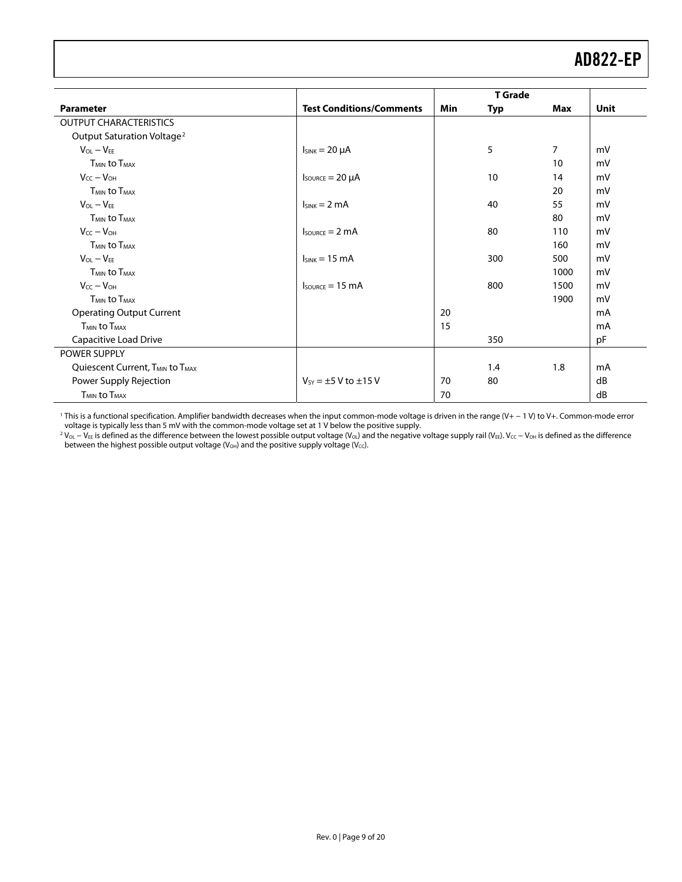| Parameter | Test Conditions/Comments | T Grade | | | Unit |
|---|---|---|---|---|---|
| | | Min | Typ | Max | |
| OUTPUT CHARACTERISTICS | | | | | |
| Output Saturation Voltage[2] | | | | | |
| $V_{OL} - V_{EE}$ | $I_{SINK} = 20\ \mu A$ | | 5 | 7 | mV |
| $T_{MIN}$ to $T_{MAX}$ | | | | 10 | mV |
| $V_{CC} - V_{OH}$ | $I_{SOURCE} = 20\ \mu A$ | | 10 | 14 | mV |
| $T_{MIN}$ to $T_{MAX}$ | | | | 20 | mV |
| $V_{OL} - V_{EE}$ | $I_{SINK} = 2$ mA | | 40 | 55 | mV |
| $T_{MIN}$ to $T_{MAX}$ | | | | 80 | mV |
| $V_{CC} - V_{OH}$ | $I_{SOURCE} = 2$ mA | | 80 | 110 | mV |
| $T_{MIN}$ to $T_{MAX}$ | | | | 160 | mV |
| $V_{OL} - V_{EE}$ | $I_{SINK} = 15$ mA | | 300 | 500 | mV |
| $T_{MIN}$ to $T_{MAX}$ | | | | 1000 | mV |
| $V_{CC} - V_{OH}$ | $I_{SOURCE} = 15$ mA | | 800 | 1500 | mV |
| $T_{MIN}$ to $T_{MAX}$ | | | | 1900 | mV |
| Operating Output Current | | 20 | | | mA |
| $T_{MIN}$ to $T_{MAX}$ | | 15 | | | mA |
| Capacitive Load Drive | | | 350 | | pF |
| POWER SUPPLY | | | | | |
| Quiescent Current, $T_{MIN}$ to $T_{MAX}$ | | | 1.4 | 1.8 | mA |
| Power Supply Rejection | $V_{SY} = \pm 5$ V to $\pm 15$ V | 70 | 80 | | dB |
| $T_{MIN}$ to $T_{MAX}$ | | 70 | | | dB |

[1] This is a functional specification. Amplifier bandwidth decreases when the input common-mode voltage is driven in the range (V+ − 1 V) to V+. Common-mode error voltage is typically less than 5 mV with the common-mode voltage set at 1 V below the positive supply.

[2] $V_{OL} - V_{EE}$ is defined as the difference between the lowest possible output voltage ($V_{OL}$) and the negative voltage supply rail ($V_{EE}$). $V_{CC} - V_{OH}$ is defined as the difference between the highest possible output voltage ($V_{OH}$) and the positive supply voltage ($V_{CC}$).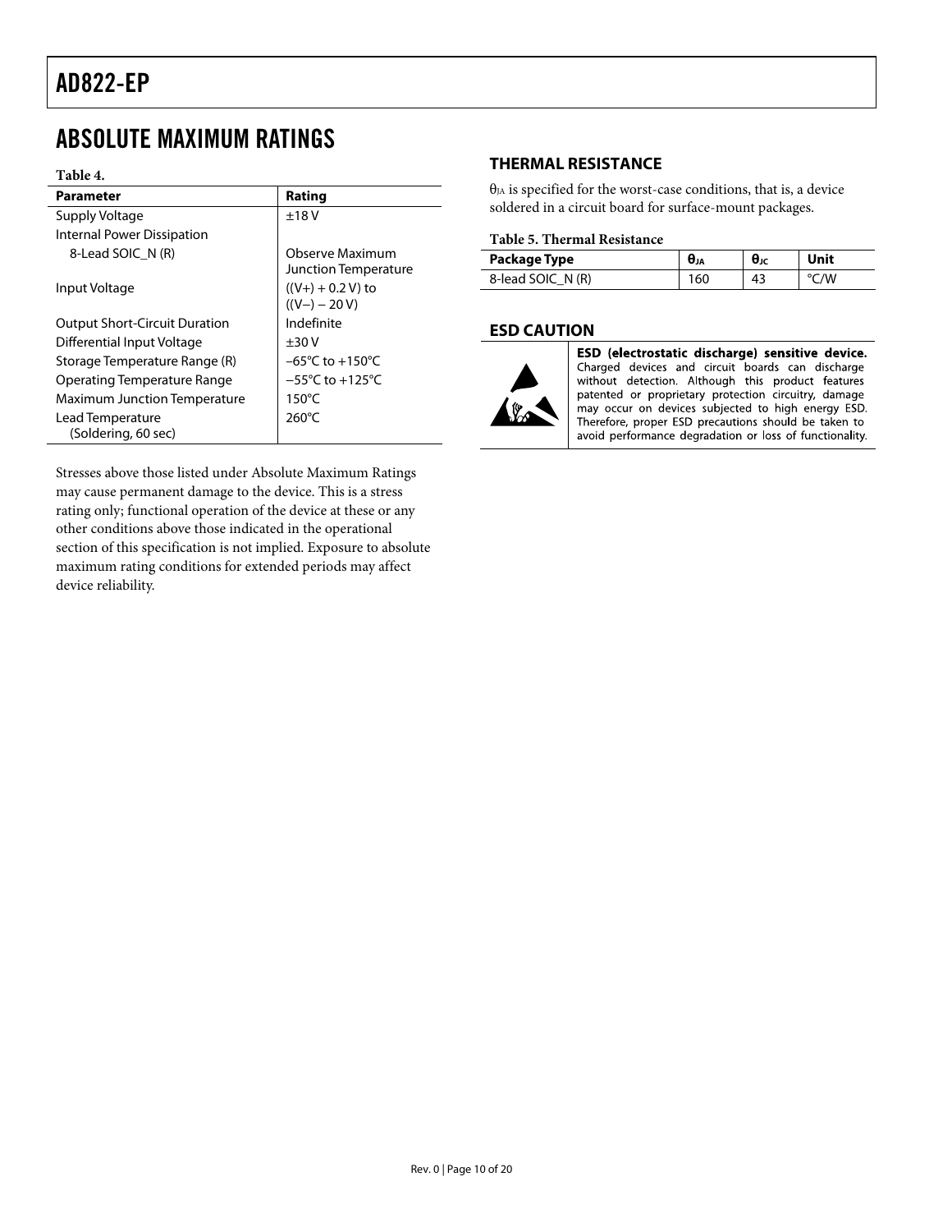## ABSOLUTE MAXIMUM RATINGS

**Table 4.**

| Parameter | Rating |
| --- | --- |
| Supply Voltage | ±18 V |
| Internal Power Dissipation | |
| 8-Lead SOIC_N (R) | Observe Maximum Junction Temperature |
| Input Voltage | ((V+) + 0.2 V) to ((V−) − 20 V) |
| Output Short-Circuit Duration | Indefinite |
| Differential Input Voltage | ±30 V |
| Storage Temperature Range (R) | −65°C to +150°C |
| Operating Temperature Range | −55°C to +125°C |
| Maximum Junction Temperature | 150°C |
| Lead Temperature (Soldering, 60 sec) | 260°C |

Stresses above those listed under Absolute Maximum Ratings may cause permanent damage to the device. This is a stress rating only; functional operation of the device at these or any other conditions above those indicated in the operational section of this specification is not implied. Exposure to absolute maximum rating conditions for extended periods may affect device reliability.

### THERMAL RESISTANCE

$\theta_{JA}$ is specified for the worst-case conditions, that is, a device soldered in a circuit board for surface-mount packages.

**Table 5. Thermal Resistance**

| Package Type | $\theta_{JA}$ | $\theta_{JC}$ | Unit |
| --- | --- | --- | --- |
| 8-lead SOIC_N (R) | 160 | 43 | °C/W |

### ESD CAUTION

**ESD (electrostatic discharge) sensitive device.** Charged devices and circuit boards can discharge without detection. Although this product features patented or proprietary protection circuitry, damage may occur on devices subjected to high energy ESD. Therefore, proper ESD precautions should be taken to avoid performance degradation or loss of functionality.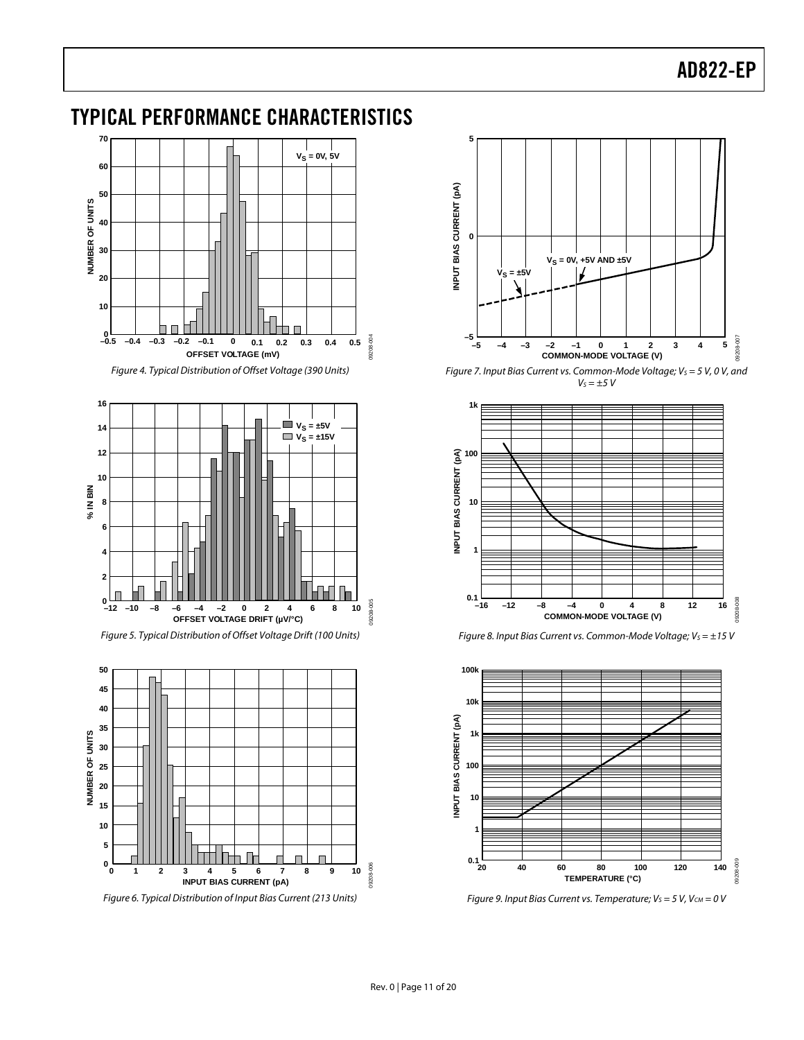# TYPICAL PERFORMANCE CHARACTERISTICS

*Figure 4. Typical Distribution of Offset Voltage (390 Units)*

*Figure 5. Typical Distribution of Offset Voltage Drift (100 Units)*

*Figure 6. Typical Distribution of Input Bias Current (213 Units)*

*Figure 7. Input Bias Current vs. Common-Mode Voltage; $V_S$ = 5 V, 0 V, and $V_S$ = ±5 V*

*Figure 8. Input Bias Current vs. Common-Mode Voltage; $V_S$ = ±15 V*

*Figure 9. Input Bias Current vs. Temperature; $V_S$ = 5 V, $V_{CM}$ = 0 V*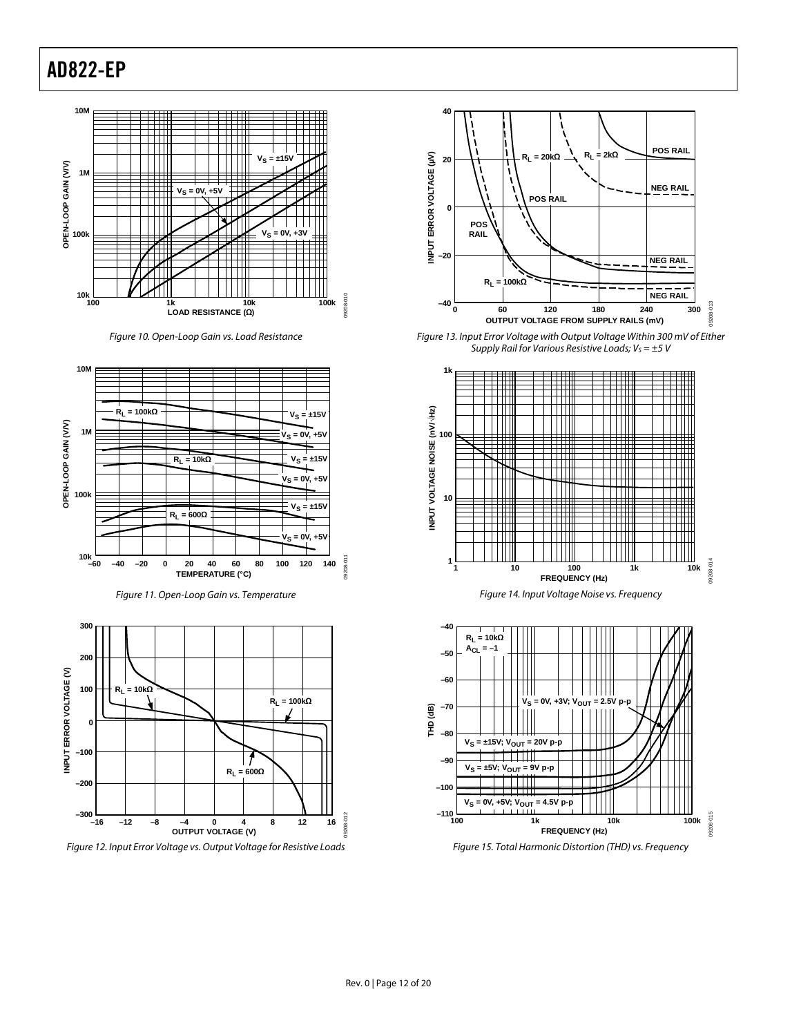Figure 10. Open-Loop Gain vs. Load Resistance

Figure 11. Open-Loop Gain vs. Temperature

Figure 12. Input Error Voltage vs. Output Voltage for Resistive Loads

Figure 13. Input Error Voltage with Output Voltage Within 300 mV of Either Supply Rail for Various Resistive Loads; $V_S = \pm 5$ V

Figure 14. Input Voltage Noise vs. Frequency

Figure 15. Total Harmonic Distortion (THD) vs. Frequency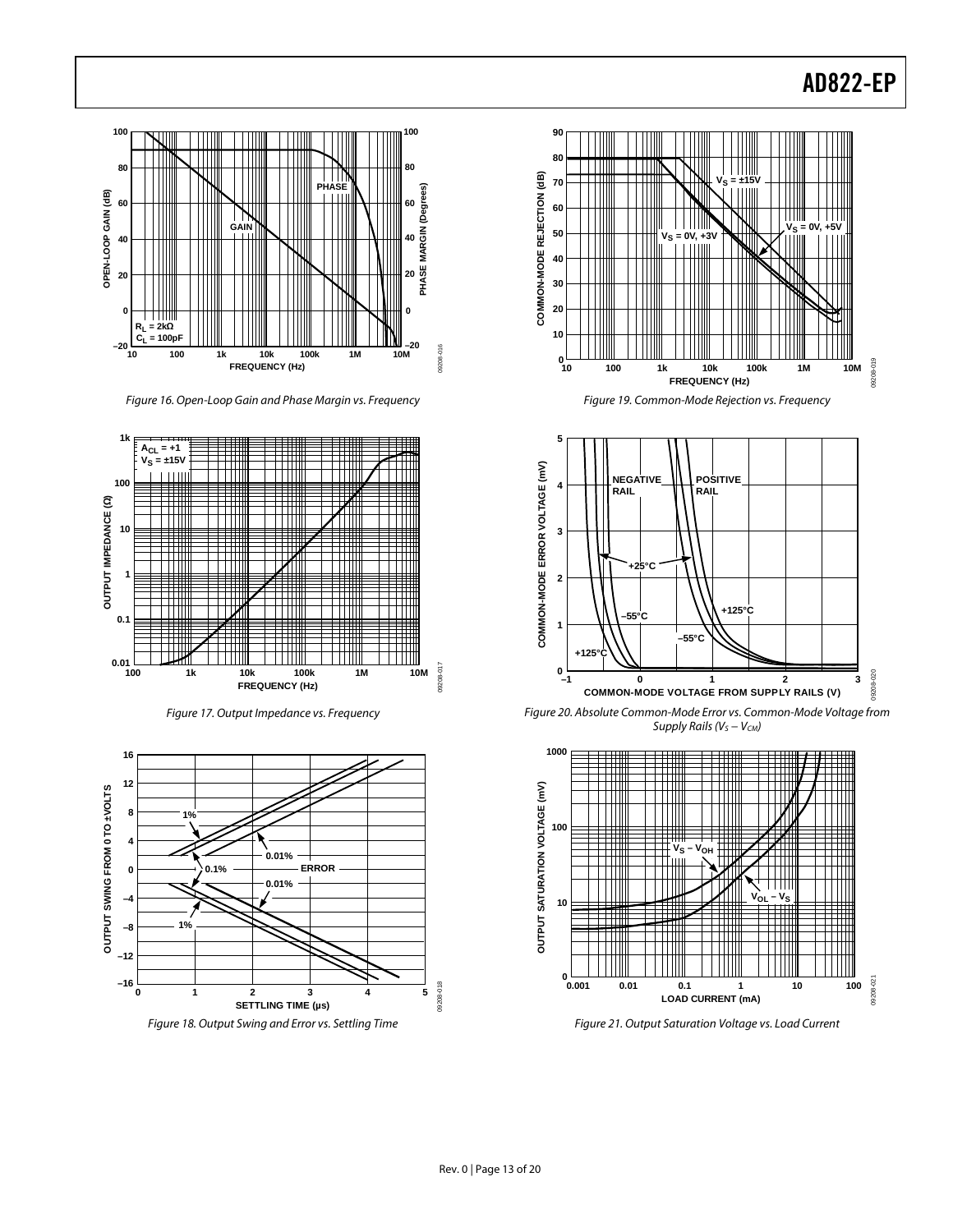Figure 16. Open-Loop Gain and Phase Margin vs. Frequency

Figure 17. Output Impedance vs. Frequency

Figure 18. Output Swing and Error vs. Settling Time

Figure 19. Common-Mode Rejection vs. Frequency

Figure 20. Absolute Common-Mode Error vs. Common-Mode Voltage from Supply Rails ($V_S - V_{CM}$)

Figure 21. Output Saturation Voltage vs. Load Current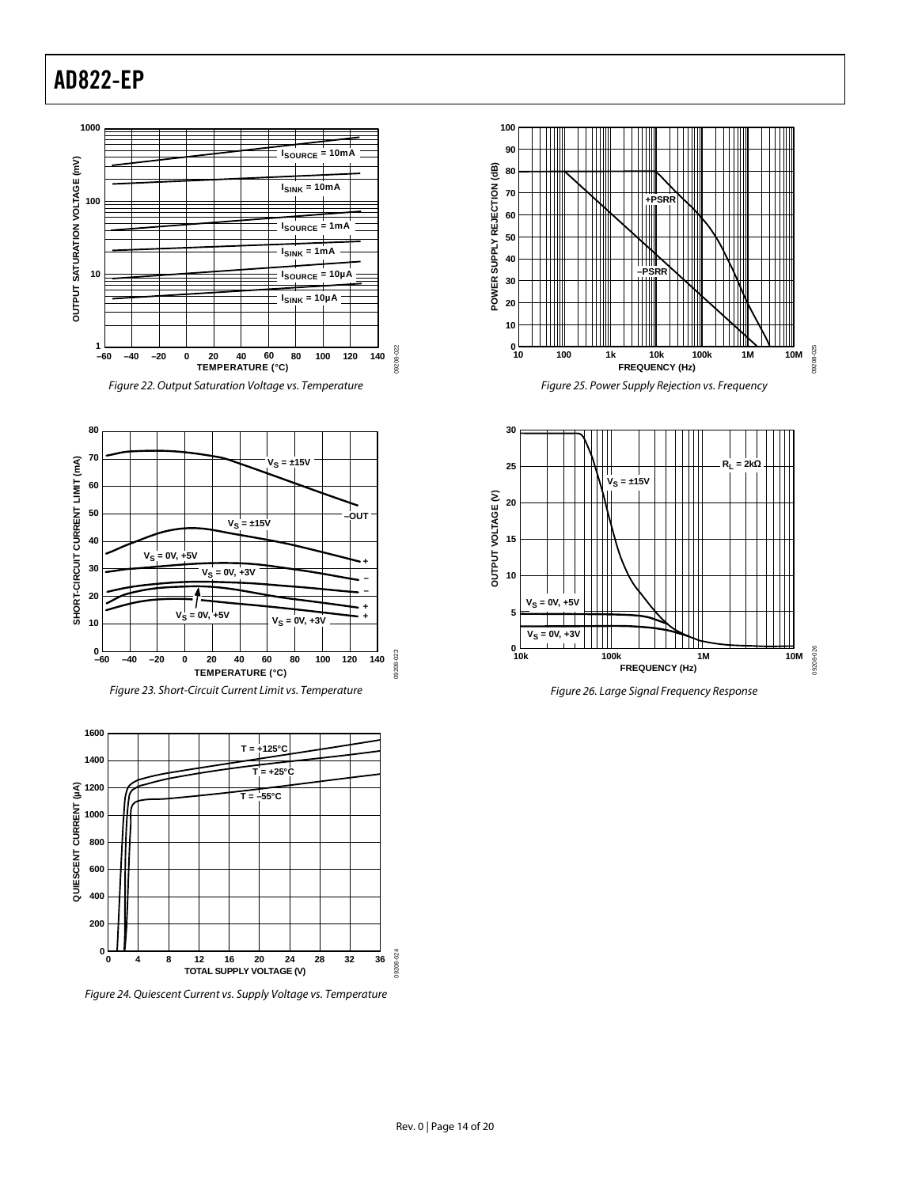Figure 22. Output Saturation Voltage vs. Temperature

Figure 23. Short-Circuit Current Limit vs. Temperature

Figure 24. Quiescent Current vs. Supply Voltage vs. Temperature

Figure 25. Power Supply Rejection vs. Frequency

Figure 26. Large Signal Frequency Response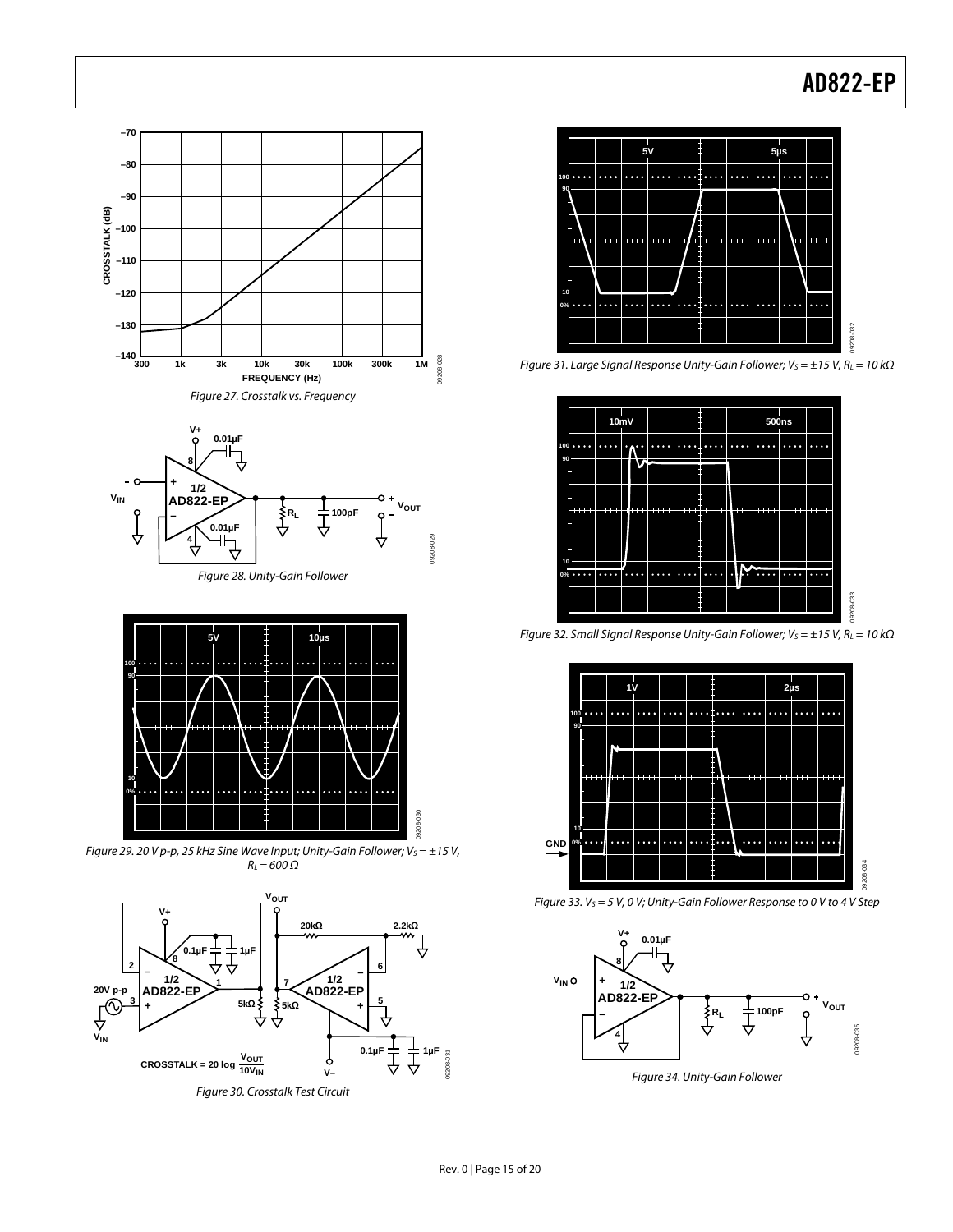Figure 27. Crosstalk vs. Frequency

Figure 28. Unity-Gain Follower

Figure 29. 20 V p-p, 25 kHz Sine Wave Input; Unity-Gain Follower; $V_S = \pm 15$ V, $R_L = 600\ \Omega$

Figure 30. Crosstalk Test Circuit

Figure 31. Large Signal Response Unity-Gain Follower; $V_S = \pm 15$ V, $R_L = 10\ k\Omega$

Figure 32. Small Signal Response Unity-Gain Follower; $V_S = \pm 15$ V, $R_L = 10\ k\Omega$

Figure 33. $V_S = 5$ V, 0 V; Unity-Gain Follower Response to 0 V to 4 V Step

Figure 34. Unity-Gain Follower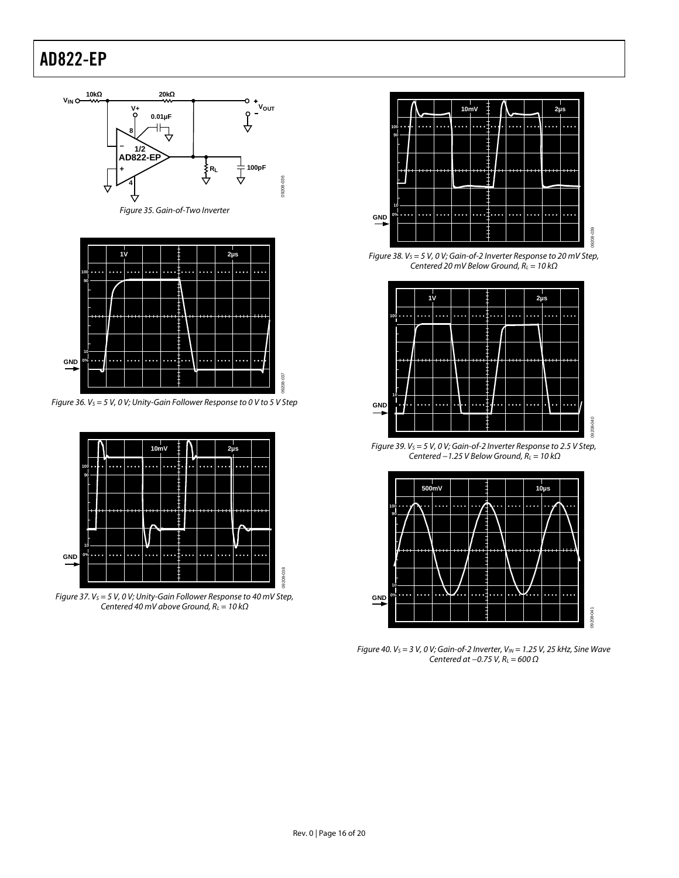Figure 35. Gain-of-Two Inverter

Figure 36. $V_S$ = 5 V, 0 V; Unity-Gain Follower Response to 0 V to 5 V Step

Figure 37. $V_S$ = 5 V, 0 V; Unity-Gain Follower Response to 40 mV Step, Centered 40 mV above Ground, $R_L$ = 10 kΩ

Figure 38. $V_S$ = 5 V, 0 V; Gain-of-2 Inverter Response to 20 mV Step, Centered 20 mV Below Ground, $R_L$ = 10 kΩ

Figure 39. $V_S$ = 5 V, 0 V; Gain-of-2 Inverter Response to 2.5 V Step, Centered −1.25 V Below Ground, $R_L$ = 10 kΩ

Figure 40. $V_S$ = 3 V, 0 V; Gain-of-2 Inverter, $V_{IN}$ = 1.25 V, 25 kHz, Sine Wave Centered at −0.75 V, $R_L$ = 600 Ω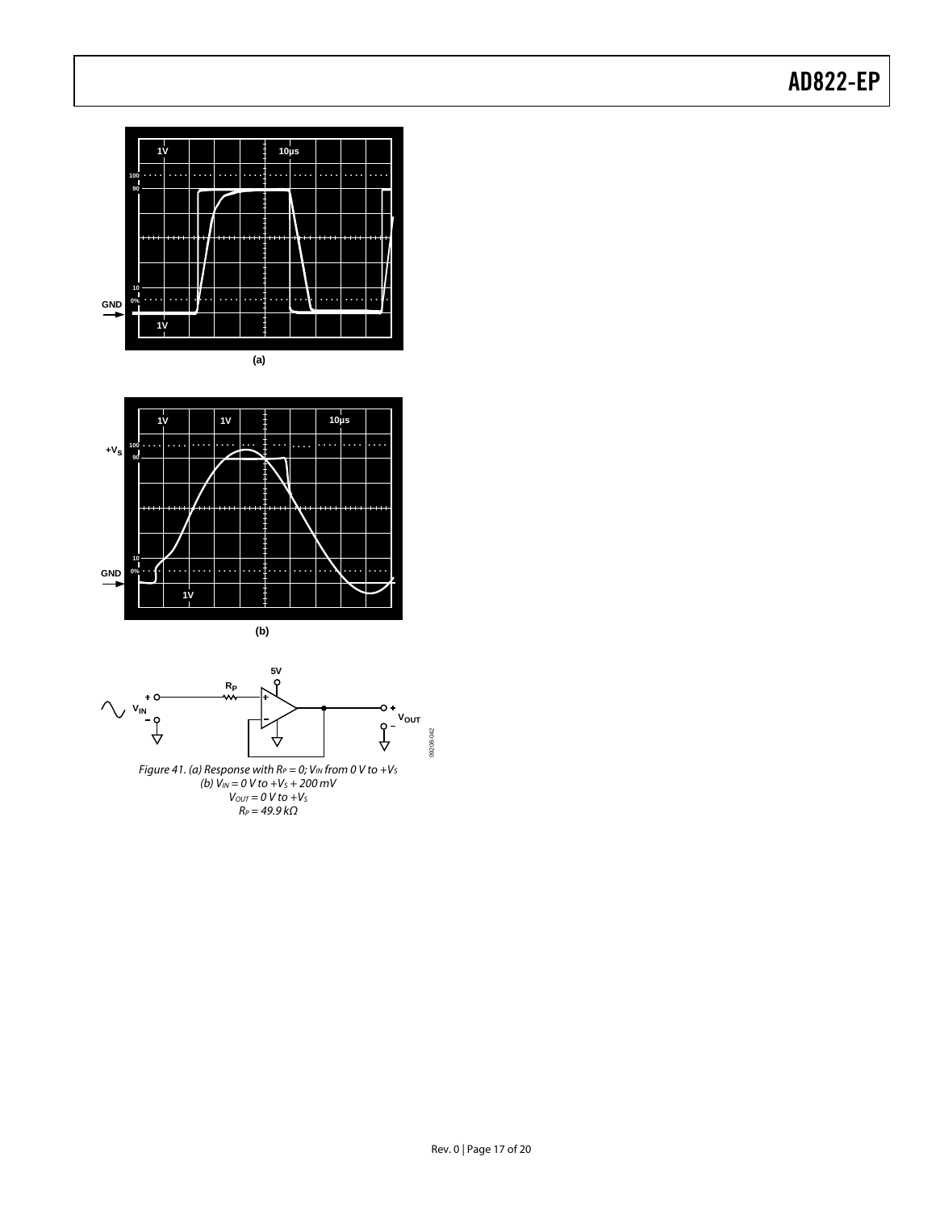Figure 41. (a) Response with $R_P = 0$; $V_{IN}$ from 0 V to $+V_S$
(b) $V_{IN}$ = 0 V to $+V_S$ + 200 mV
$V_{OUT}$ = 0 V to $+V_S$
$R_P$ = 49.9 kΩ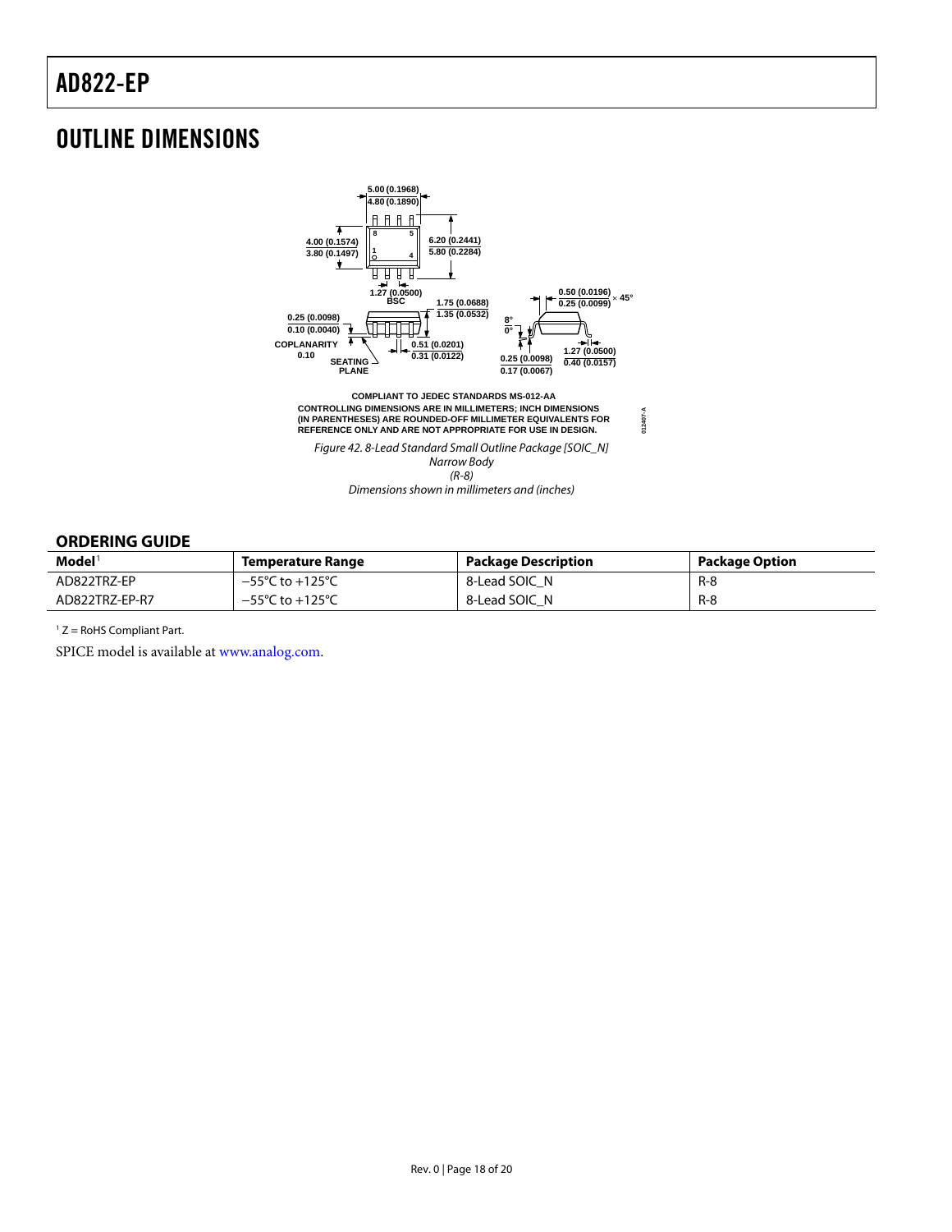## OUTLINE DIMENSIONS

COMPLIANT TO JEDEC STANDARDS MS-012-AA

CONTROLLING DIMENSIONS ARE IN MILLIMETERS; INCH DIMENSIONS (IN PARENTHESES) ARE ROUNDED-OFF MILLIMETER EQUIVALENTS FOR REFERENCE ONLY AND ARE NOT APPROPRIATE FOR USE IN DESIGN.

*Figure 42. 8-Lead Standard Small Outline Package [SOIC_N] Narrow Body (R-8) Dimensions shown in millimeters and (inches)*

### ORDERING GUIDE

| Model[1] | Temperature Range | Package Description | Package Option |
|---|---|---|---|
| AD822TRZ-EP | −55°C to +125°C | 8-Lead SOIC_N | R-8 |
| AD822TRZ-EP-R7 | −55°C to +125°C | 8-Lead SOIC_N | R-8 |

[1] Z = RoHS Compliant Part.

SPICE model is available at www.analog.com.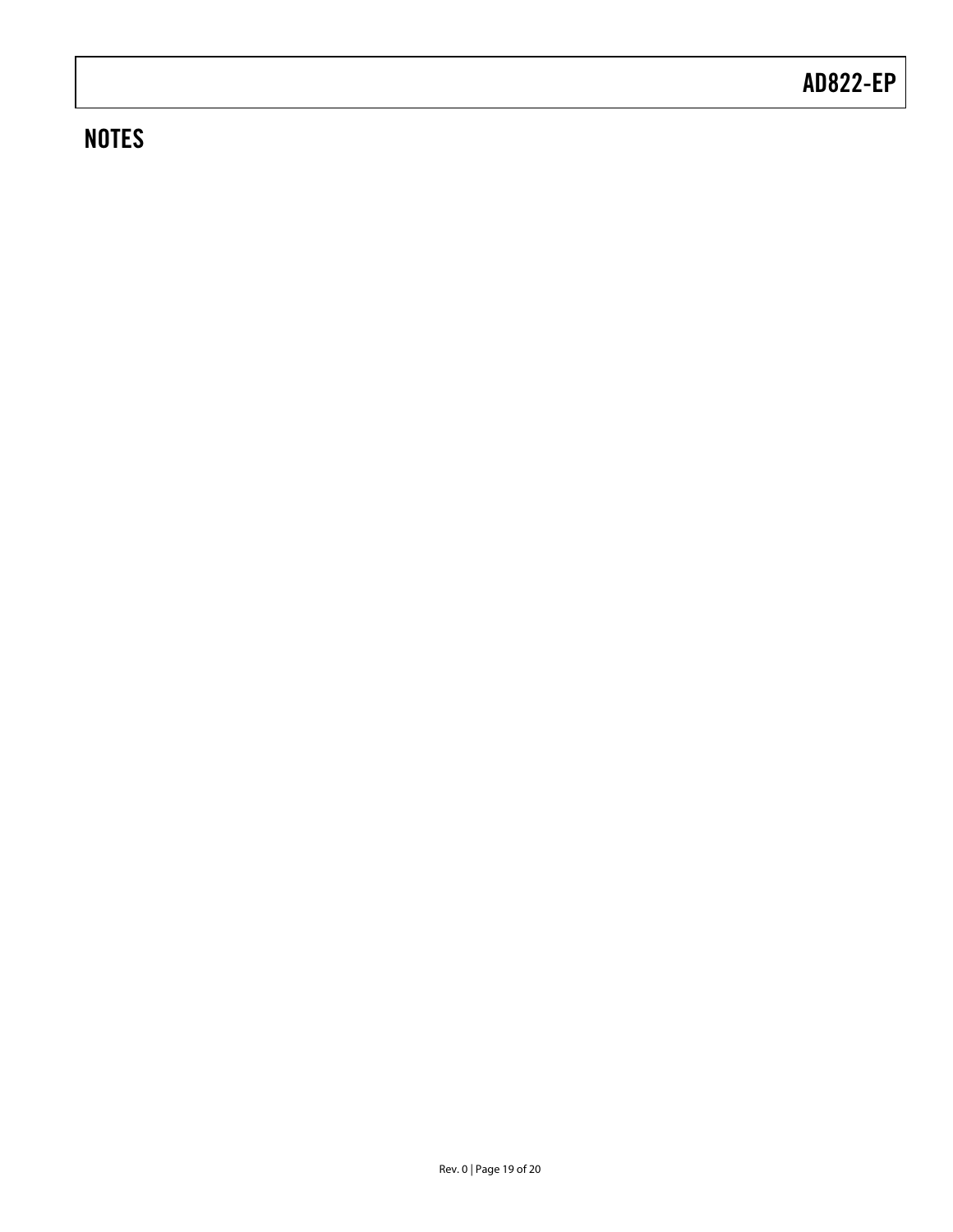## NOTES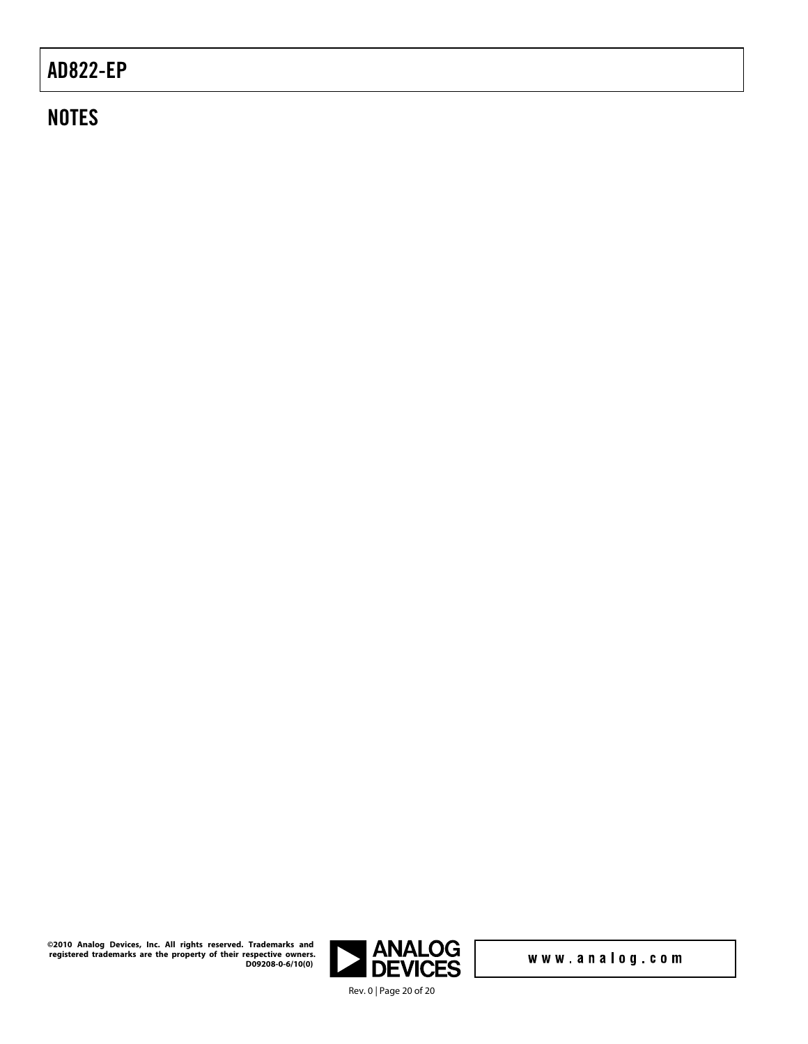## NOTES

©2010 Analog Devices, Inc. All rights reserved. Trademarks and registered trademarks are the property of their respective owners.
D09208-0-6/10(0)

www.analog.com